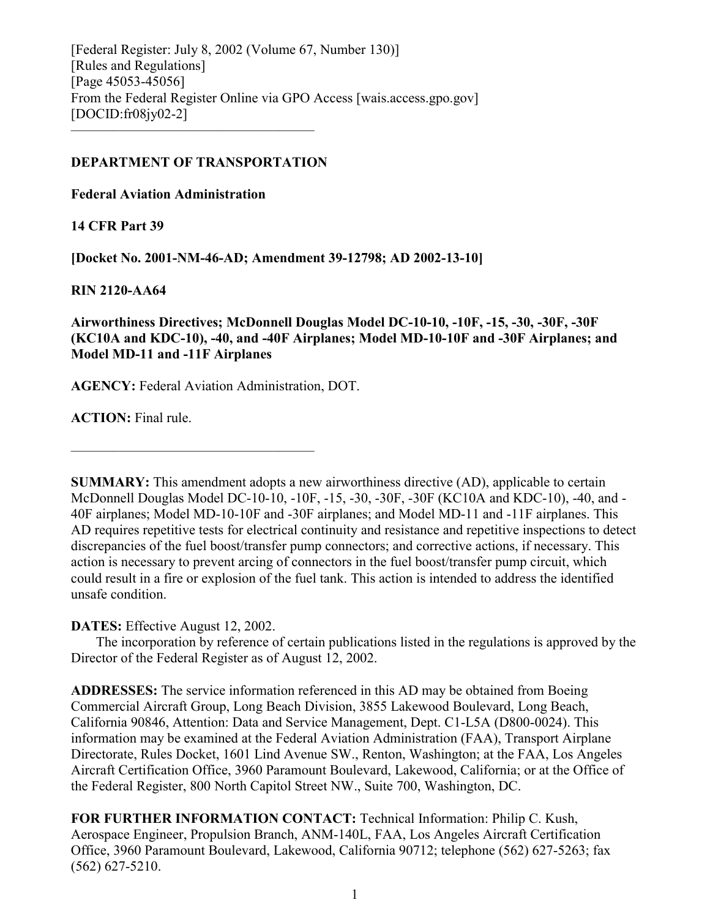[Federal Register: July 8, 2002 (Volume 67, Number 130)]
[Rules and Regulations]
[Page 45053-45056]
From the Federal Register Online via GPO Access [wais.access.gpo.gov]
[DOCID:fr08jy02-2]

---

**DEPARTMENT OF TRANSPORTATION**

**Federal Aviation Administration**

**14 CFR Part 39**

**[Docket No. 2001-NM-46-AD; Amendment 39-12798; AD 2002-13-10]**

**RIN 2120-AA64**

**Airworthiness Directives; McDonnell Douglas Model DC-10-10, -10F, -15, -30, -30F, -30F (KC10A and KDC-10), -40, and -40F Airplanes; Model MD-10-10F and -30F Airplanes; and Model MD-11 and -11F Airplanes**

**AGENCY:** Federal Aviation Administration, DOT.

**ACTION:** Final rule.

---

**SUMMARY:** This amendment adopts a new airworthiness directive (AD), applicable to certain McDonnell Douglas Model DC-10-10, -10F, -15, -30, -30F, -30F (KC10A and KDC-10), -40, and -40F airplanes; Model MD-10-10F and -30F airplanes; and Model MD-11 and -11F airplanes. This AD requires repetitive tests for electrical continuity and resistance and repetitive inspections to detect discrepancies of the fuel boost/transfer pump connectors; and corrective actions, if necessary. This action is necessary to prevent arcing of connectors in the fuel boost/transfer pump circuit, which could result in a fire or explosion of the fuel tank. This action is intended to address the identified unsafe condition.

**DATES:** Effective August 12, 2002.

The incorporation by reference of certain publications listed in the regulations is approved by the Director of the Federal Register as of August 12, 2002.

**ADDRESSES:** The service information referenced in this AD may be obtained from Boeing Commercial Aircraft Group, Long Beach Division, 3855 Lakewood Boulevard, Long Beach, California 90846, Attention: Data and Service Management, Dept. C1-L5A (D800-0024). This information may be examined at the Federal Aviation Administration (FAA), Transport Airplane Directorate, Rules Docket, 1601 Lind Avenue SW., Renton, Washington; at the FAA, Los Angeles Aircraft Certification Office, 3960 Paramount Boulevard, Lakewood, California; or at the Office of the Federal Register, 800 North Capitol Street NW., Suite 700, Washington, DC.

**FOR FURTHER INFORMATION CONTACT:** Technical Information: Philip C. Kush, Aerospace Engineer, Propulsion Branch, ANM-140L, FAA, Los Angeles Aircraft Certification Office, 3960 Paramount Boulevard, Lakewood, California 90712; telephone (562) 627-5263; fax (562) 627-5210.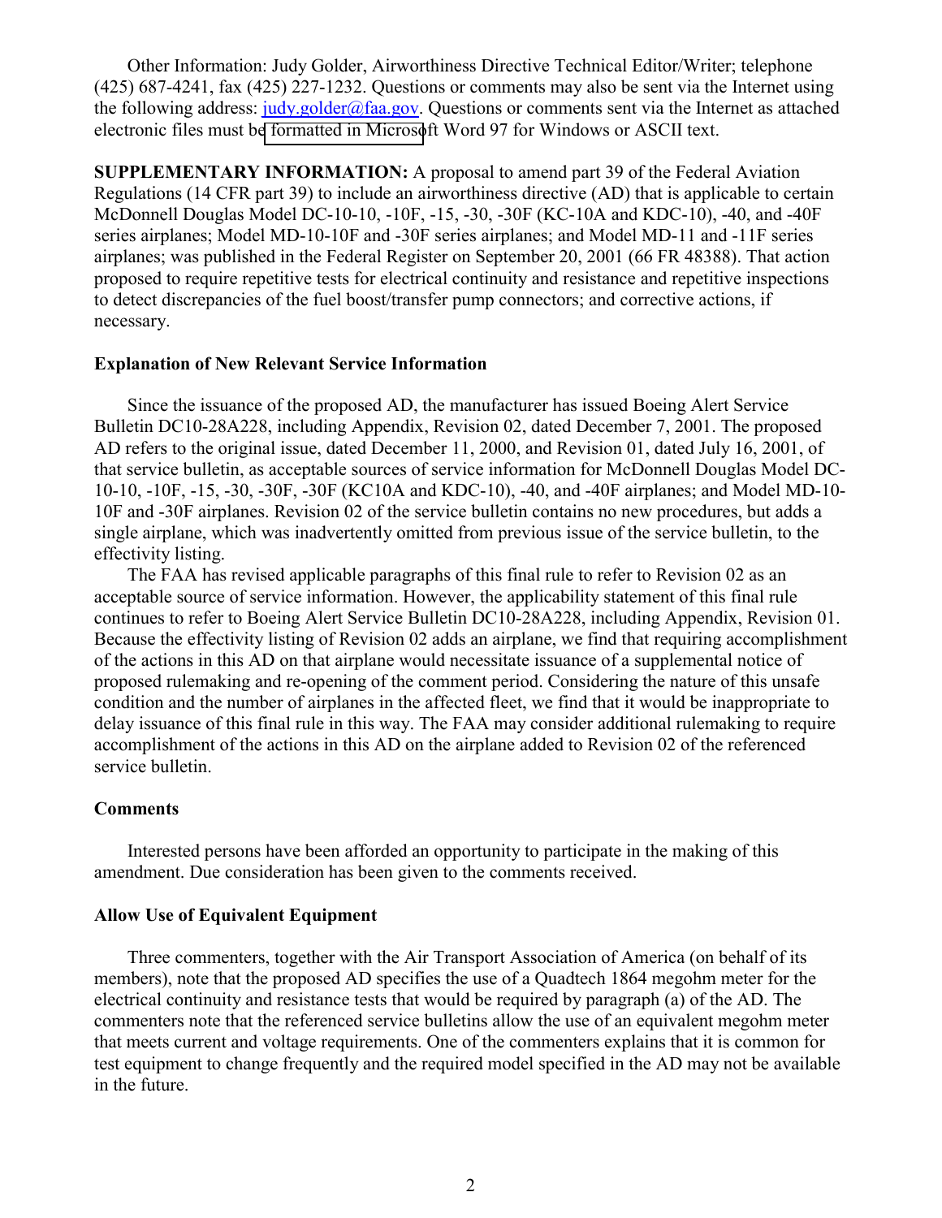Other Information: Judy Golder, Airworthiness Directive Technical Editor/Writer; telephone (425) 687-4241, fax (425) 227-1232. Questions or comments may also be sent via the Internet using the following address: judy.golder@faa.gov. Questions or comments sent via the Internet as attached electronic files must be formatted in Microsoft Word 97 for Windows or ASCII text.

**SUPPLEMENTARY INFORMATION:** A proposal to amend part 39 of the Federal Aviation Regulations (14 CFR part 39) to include an airworthiness directive (AD) that is applicable to certain McDonnell Douglas Model DC-10-10, -10F, -15, -30, -30F (KC-10A and KDC-10), -40, and -40F series airplanes; Model MD-10-10F and -30F series airplanes; and Model MD-11 and -11F series airplanes; was published in the Federal Register on September 20, 2001 (66 FR 48388). That action proposed to require repetitive tests for electrical continuity and resistance and repetitive inspections to detect discrepancies of the fuel boost/transfer pump connectors; and corrective actions, if necessary.

**Explanation of New Relevant Service Information**

Since the issuance of the proposed AD, the manufacturer has issued Boeing Alert Service Bulletin DC10-28A228, including Appendix, Revision 02, dated December 7, 2001. The proposed AD refers to the original issue, dated December 11, 2000, and Revision 01, dated July 16, 2001, of that service bulletin, as acceptable sources of service information for McDonnell Douglas Model DC-10-10, -10F, -15, -30, -30F, -30F (KC10A and KDC-10), -40, and -40F airplanes; and Model MD-10-10F and -30F airplanes. Revision 02 of the service bulletin contains no new procedures, but adds a single airplane, which was inadvertently omitted from previous issue of the service bulletin, to the effectivity listing.

The FAA has revised applicable paragraphs of this final rule to refer to Revision 02 as an acceptable source of service information. However, the applicability statement of this final rule continues to refer to Boeing Alert Service Bulletin DC10-28A228, including Appendix, Revision 01. Because the effectivity listing of Revision 02 adds an airplane, we find that requiring accomplishment of the actions in this AD on that airplane would necessitate issuance of a supplemental notice of proposed rulemaking and re-opening of the comment period. Considering the nature of this unsafe condition and the number of airplanes in the affected fleet, we find that it would be inappropriate to delay issuance of this final rule in this way. The FAA may consider additional rulemaking to require accomplishment of the actions in this AD on the airplane added to Revision 02 of the referenced service bulletin.

**Comments**

Interested persons have been afforded an opportunity to participate in the making of this amendment. Due consideration has been given to the comments received.

**Allow Use of Equivalent Equipment**

Three commenters, together with the Air Transport Association of America (on behalf of its members), note that the proposed AD specifies the use of a Quadtech 1864 megohm meter for the electrical continuity and resistance tests that would be required by paragraph (a) of the AD. The commenters note that the referenced service bulletins allow the use of an equivalent megohm meter that meets current and voltage requirements. One of the commenters explains that it is common for test equipment to change frequently and the required model specified in the AD may not be available in the future.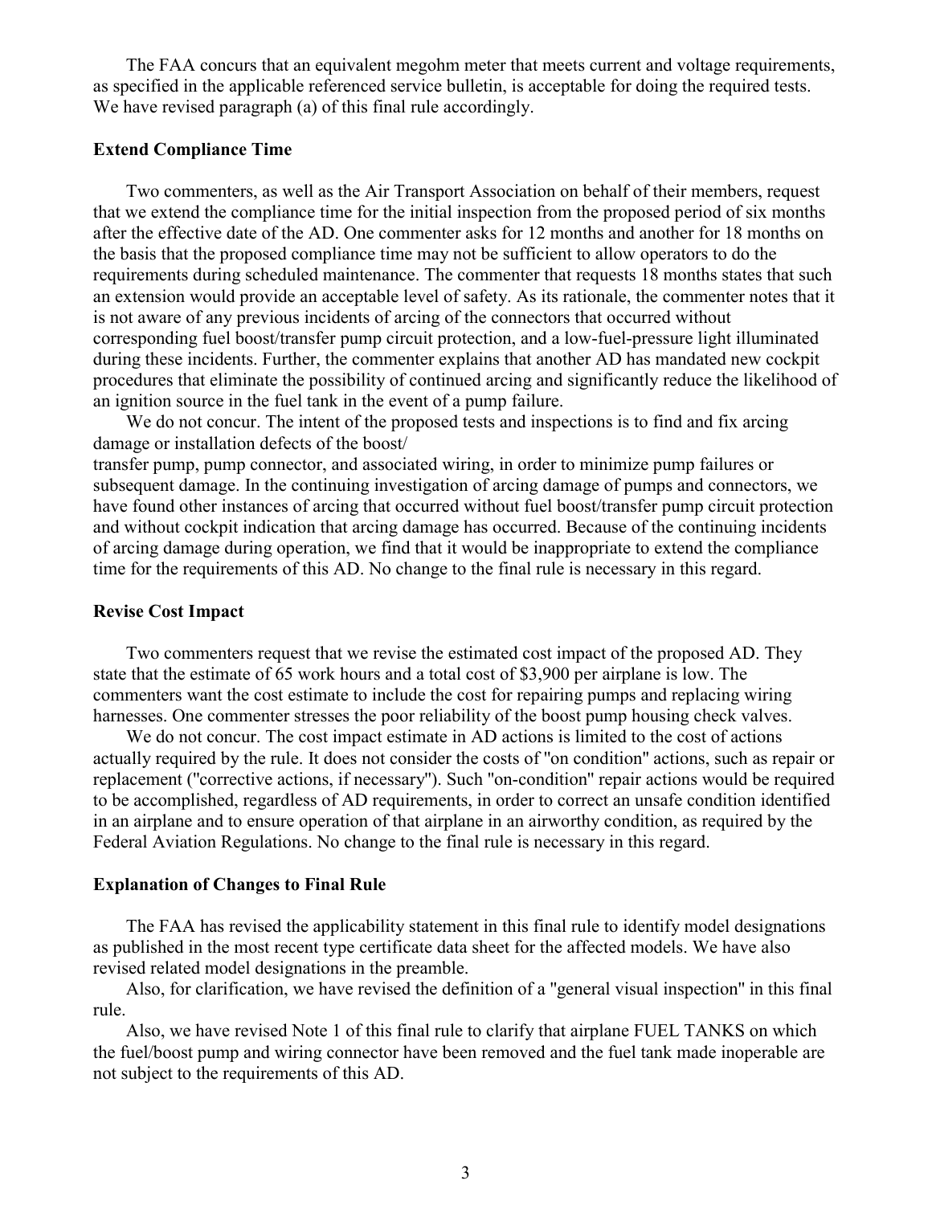The FAA concurs that an equivalent megohm meter that meets current and voltage requirements, as specified in the applicable referenced service bulletin, is acceptable for doing the required tests. We have revised paragraph (a) of this final rule accordingly.

**Extend Compliance Time**

Two commenters, as well as the Air Transport Association on behalf of their members, request that we extend the compliance time for the initial inspection from the proposed period of six months after the effective date of the AD. One commenter asks for 12 months and another for 18 months on the basis that the proposed compliance time may not be sufficient to allow operators to do the requirements during scheduled maintenance. The commenter that requests 18 months states that such an extension would provide an acceptable level of safety. As its rationale, the commenter notes that it is not aware of any previous incidents of arcing of the connectors that occurred without corresponding fuel boost/transfer pump circuit protection, and a low-fuel-pressure light illuminated during these incidents. Further, the commenter explains that another AD has mandated new cockpit procedures that eliminate the possibility of continued arcing and significantly reduce the likelihood of an ignition source in the fuel tank in the event of a pump failure.

We do not concur. The intent of the proposed tests and inspections is to find and fix arcing damage or installation defects of the boost/transfer pump, pump connector, and associated wiring, in order to minimize pump failures or subsequent damage. In the continuing investigation of arcing damage of pumps and connectors, we have found other instances of arcing that occurred without fuel boost/transfer pump circuit protection and without cockpit indication that arcing damage has occurred. Because of the continuing incidents of arcing damage during operation, we find that it would be inappropriate to extend the compliance time for the requirements of this AD. No change to the final rule is necessary in this regard.

**Revise Cost Impact**

Two commenters request that we revise the estimated cost impact of the proposed AD. They state that the estimate of 65 work hours and a total cost of $3,900 per airplane is low. The commenters want the cost estimate to include the cost for repairing pumps and replacing wiring harnesses. One commenter stresses the poor reliability of the boost pump housing check valves.

We do not concur. The cost impact estimate in AD actions is limited to the cost of actions actually required by the rule. It does not consider the costs of "on condition" actions, such as repair or replacement ("corrective actions, if necessary"). Such "on-condition" repair actions would be required to be accomplished, regardless of AD requirements, in order to correct an unsafe condition identified in an airplane and to ensure operation of that airplane in an airworthy condition, as required by the Federal Aviation Regulations. No change to the final rule is necessary in this regard.

**Explanation of Changes to Final Rule**

The FAA has revised the applicability statement in this final rule to identify model designations as published in the most recent type certificate data sheet for the affected models. We have also revised related model designations in the preamble.

Also, for clarification, we have revised the definition of a "general visual inspection" in this final rule.

Also, we have revised Note 1 of this final rule to clarify that airplane FUEL TANKS on which the fuel/boost pump and wiring connector have been removed and the fuel tank made inoperable are not subject to the requirements of this AD.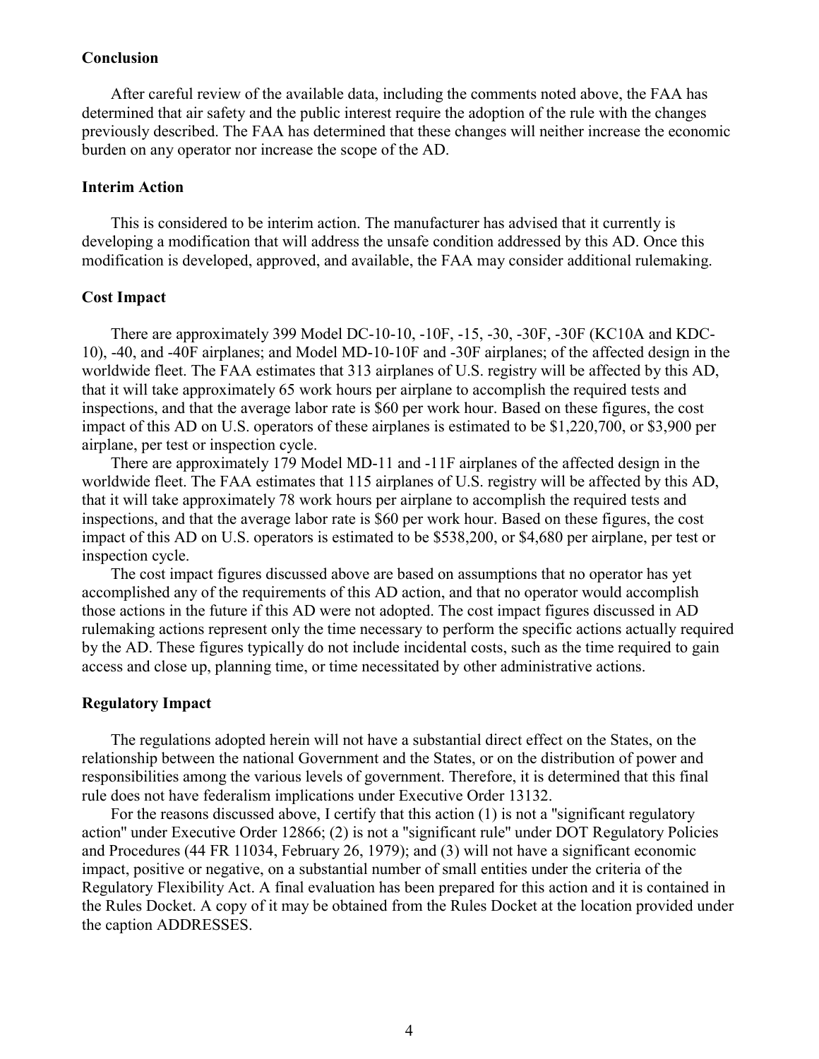### Conclusion

After careful review of the available data, including the comments noted above, the FAA has determined that air safety and the public interest require the adoption of the rule with the changes previously described. The FAA has determined that these changes will neither increase the economic burden on any operator nor increase the scope of the AD.

### Interim Action

This is considered to be interim action. The manufacturer has advised that it currently is developing a modification that will address the unsafe condition addressed by this AD. Once this modification is developed, approved, and available, the FAA may consider additional rulemaking.

### Cost Impact

There are approximately 399 Model DC-10-10, -10F, -15, -30, -30F, -30F (KC10A and KDC-10), -40, and -40F airplanes; and Model MD-10-10F and -30F airplanes; of the affected design in the worldwide fleet. The FAA estimates that 313 airplanes of U.S. registry will be affected by this AD, that it will take approximately 65 work hours per airplane to accomplish the required tests and inspections, and that the average labor rate is $60 per work hour. Based on these figures, the cost impact of this AD on U.S. operators of these airplanes is estimated to be $1,220,700, or $3,900 per airplane, per test or inspection cycle.

There are approximately 179 Model MD-11 and -11F airplanes of the affected design in the worldwide fleet. The FAA estimates that 115 airplanes of U.S. registry will be affected by this AD, that it will take approximately 78 work hours per airplane to accomplish the required tests and inspections, and that the average labor rate is $60 per work hour. Based on these figures, the cost impact of this AD on U.S. operators is estimated to be $538,200, or $4,680 per airplane, per test or inspection cycle.

The cost impact figures discussed above are based on assumptions that no operator has yet accomplished any of the requirements of this AD action, and that no operator would accomplish those actions in the future if this AD were not adopted. The cost impact figures discussed in AD rulemaking actions represent only the time necessary to perform the specific actions actually required by the AD. These figures typically do not include incidental costs, such as the time required to gain access and close up, planning time, or time necessitated by other administrative actions.

### Regulatory Impact

The regulations adopted herein will not have a substantial direct effect on the States, on the relationship between the national Government and the States, or on the distribution of power and responsibilities among the various levels of government. Therefore, it is determined that this final rule does not have federalism implications under Executive Order 13132.

For the reasons discussed above, I certify that this action (1) is not a "significant regulatory action" under Executive Order 12866; (2) is not a "significant rule" under DOT Regulatory Policies and Procedures (44 FR 11034, February 26, 1979); and (3) will not have a significant economic impact, positive or negative, on a substantial number of small entities under the criteria of the Regulatory Flexibility Act. A final evaluation has been prepared for this action and it is contained in the Rules Docket. A copy of it may be obtained from the Rules Docket at the location provided under the caption ADDRESSES.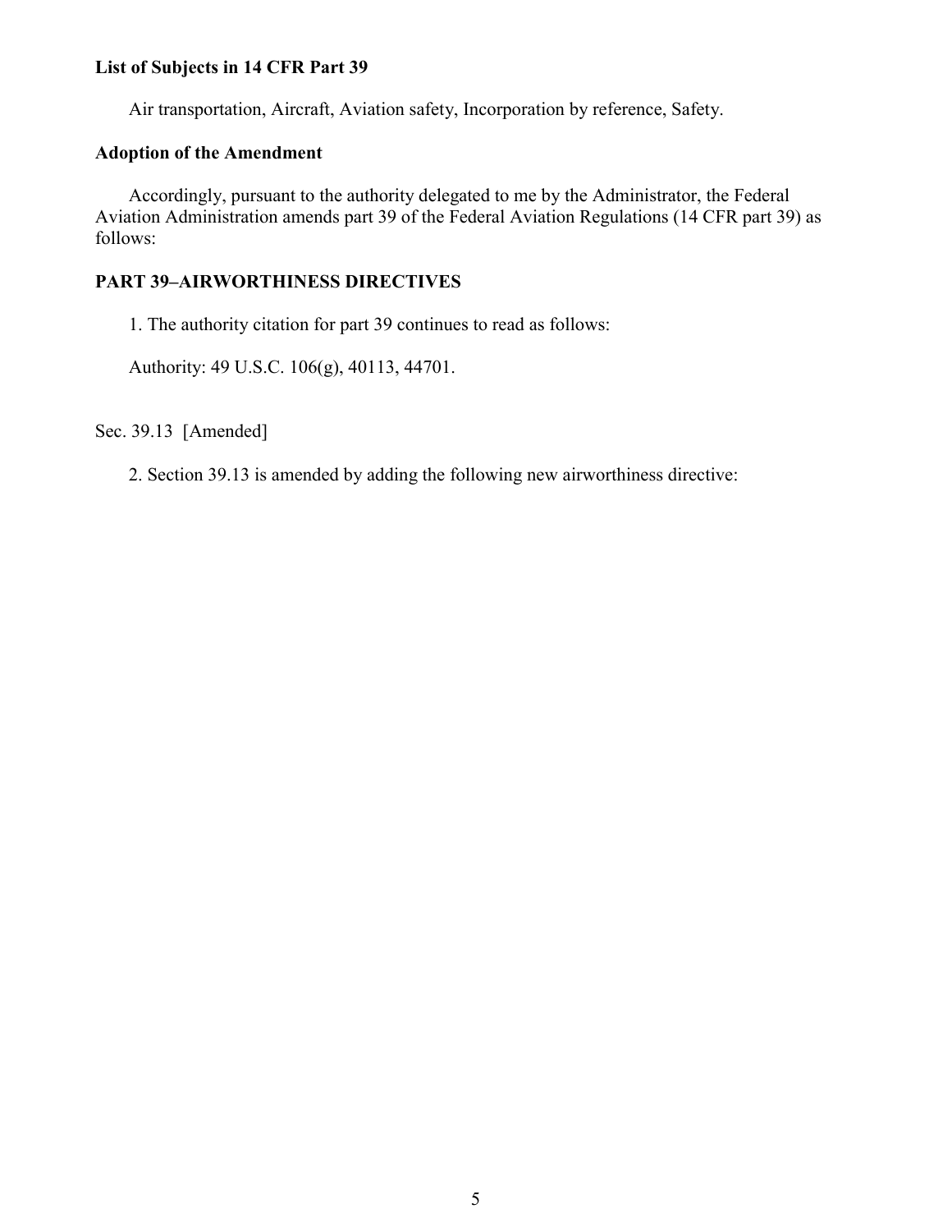**List of Subjects in 14 CFR Part 39**

Air transportation, Aircraft, Aviation safety, Incorporation by reference, Safety.

**Adoption of the Amendment**

Accordingly, pursuant to the authority delegated to me by the Administrator, the Federal Aviation Administration amends part 39 of the Federal Aviation Regulations (14 CFR part 39) as follows:

**PART 39–AIRWORTHINESS DIRECTIVES**

1. The authority citation for part 39 continues to read as follows:

Authority: 49 U.S.C. 106(g), 40113, 44701.

Sec. 39.13 [Amended]

2. Section 39.13 is amended by adding the following new airworthiness directive: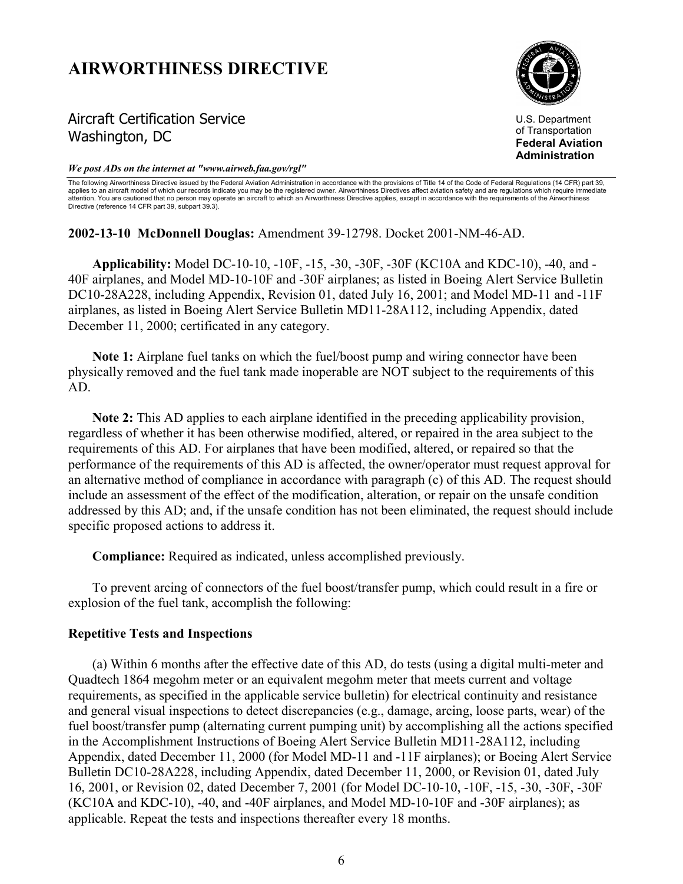# AIRWORTHINESS DIRECTIVE

Aircraft Certification Service
Washington, DC

U.S. Department of Transportation
**Federal Aviation Administration**

***We post ADs on the internet at "www.airweb.faa.gov/rgl"***

The following Airworthiness Directive issued by the Federal Aviation Administration in accordance with the provisions of Title 14 of the Code of Federal Regulations (14 CFR) part 39, applies to an aircraft model of which our records indicate you may be the registered owner. Airworthiness Directives affect aviation safety and are regulations which require immediate attention. You are cautioned that no person may operate an aircraft to which an Airworthiness Directive applies, except in accordance with the requirements of the Airworthiness Directive (reference 14 CFR part 39, subpart 39.3).

**2002-13-10 McDonnell Douglas:** Amendment 39-12798. Docket 2001-NM-46-AD.

**Applicability:** Model DC-10-10, -10F, -15, -30, -30F, -30F (KC10A and KDC-10), -40, and -40F airplanes, and Model MD-10-10F and -30F airplanes; as listed in Boeing Alert Service Bulletin DC10-28A228, including Appendix, Revision 01, dated July 16, 2001; and Model MD-11 and -11F airplanes, as listed in Boeing Alert Service Bulletin MD11-28A112, including Appendix, dated December 11, 2000; certificated in any category.

**Note 1:** Airplane fuel tanks on which the fuel/boost pump and wiring connector have been physically removed and the fuel tank made inoperable are NOT subject to the requirements of this AD.

**Note 2:** This AD applies to each airplane identified in the preceding applicability provision, regardless of whether it has been otherwise modified, altered, or repaired in the area subject to the requirements of this AD. For airplanes that have been modified, altered, or repaired so that the performance of the requirements of this AD is affected, the owner/operator must request approval for an alternative method of compliance in accordance with paragraph (c) of this AD. The request should include an assessment of the effect of the modification, alteration, or repair on the unsafe condition addressed by this AD; and, if the unsafe condition has not been eliminated, the request should include specific proposed actions to address it.

**Compliance:** Required as indicated, unless accomplished previously.

To prevent arcing of connectors of the fuel boost/transfer pump, which could result in a fire or explosion of the fuel tank, accomplish the following:

**Repetitive Tests and Inspections**

(a) Within 6 months after the effective date of this AD, do tests (using a digital multi-meter and Quadtech 1864 megohm meter or an equivalent megohm meter that meets current and voltage requirements, as specified in the applicable service bulletin) for electrical continuity and resistance and general visual inspections to detect discrepancies (e.g., damage, arcing, loose parts, wear) of the fuel boost/transfer pump (alternating current pumping unit) by accomplishing all the actions specified in the Accomplishment Instructions of Boeing Alert Service Bulletin MD11-28A112, including Appendix, dated December 11, 2000 (for Model MD-11 and -11F airplanes); or Boeing Alert Service Bulletin DC10-28A228, including Appendix, dated December 11, 2000, or Revision 01, dated July 16, 2001, or Revision 02, dated December 7, 2001 (for Model DC-10-10, -10F, -15, -30, -30F, -30F (KC10A and KDC-10), -40, and -40F airplanes, and Model MD-10-10F and -30F airplanes); as applicable. Repeat the tests and inspections thereafter every 18 months.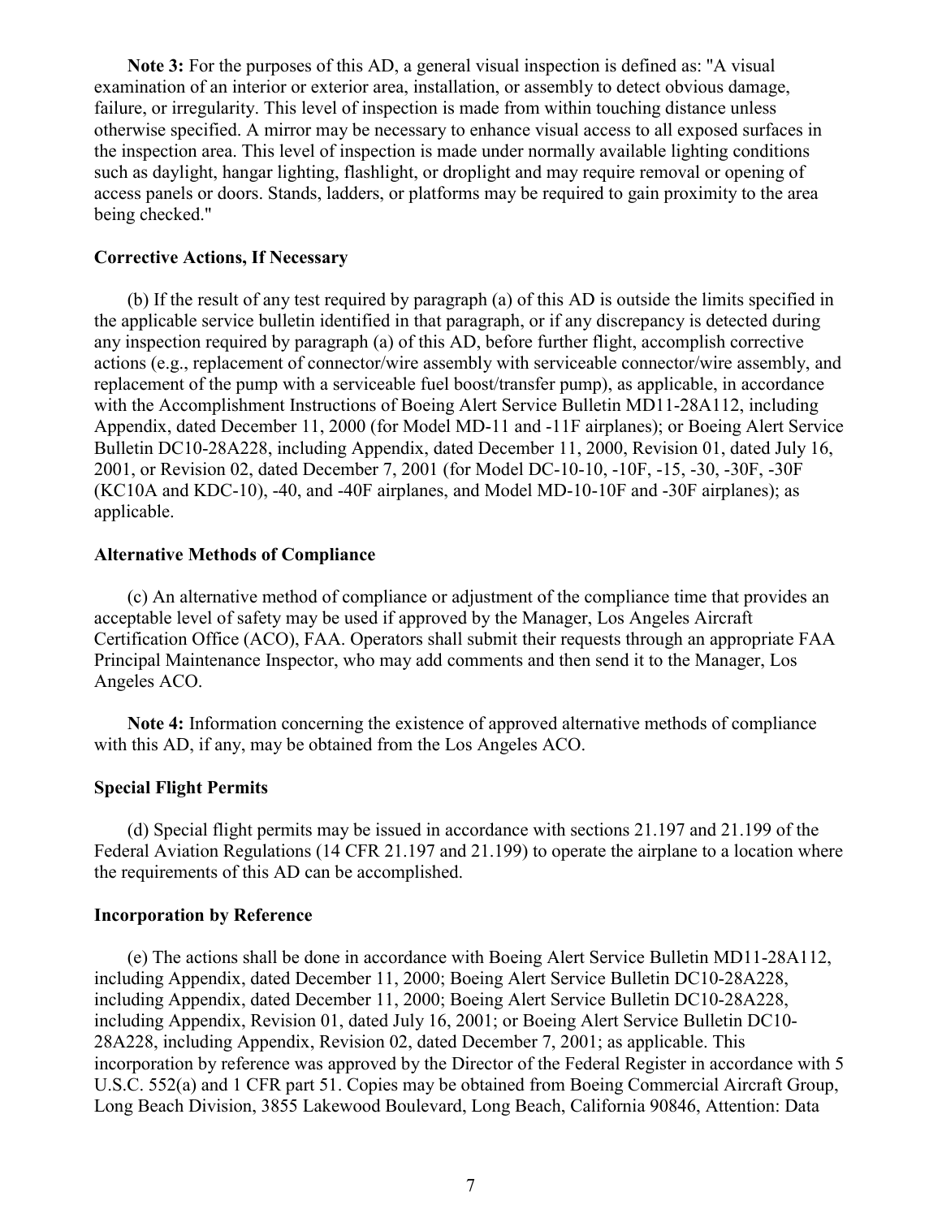**Note 3:** For the purposes of this AD, a general visual inspection is defined as: "A visual examination of an interior or exterior area, installation, or assembly to detect obvious damage, failure, or irregularity. This level of inspection is made from within touching distance unless otherwise specified. A mirror may be necessary to enhance visual access to all exposed surfaces in the inspection area. This level of inspection is made under normally available lighting conditions such as daylight, hangar lighting, flashlight, or droplight and may require removal or opening of access panels or doors. Stands, ladders, or platforms may be required to gain proximity to the area being checked."

### Corrective Actions, If Necessary

(b) If the result of any test required by paragraph (a) of this AD is outside the limits specified in the applicable service bulletin identified in that paragraph, or if any discrepancy is detected during any inspection required by paragraph (a) of this AD, before further flight, accomplish corrective actions (e.g., replacement of connector/wire assembly with serviceable connector/wire assembly, and replacement of the pump with a serviceable fuel boost/transfer pump), as applicable, in accordance with the Accomplishment Instructions of Boeing Alert Service Bulletin MD11-28A112, including Appendix, dated December 11, 2000 (for Model MD-11 and -11F airplanes); or Boeing Alert Service Bulletin DC10-28A228, including Appendix, dated December 11, 2000, Revision 01, dated July 16, 2001, or Revision 02, dated December 7, 2001 (for Model DC-10-10, -10F, -15, -30, -30F, -30F (KC10A and KDC-10), -40, and -40F airplanes, and Model MD-10-10F and -30F airplanes); as applicable.

### Alternative Methods of Compliance

(c) An alternative method of compliance or adjustment of the compliance time that provides an acceptable level of safety may be used if approved by the Manager, Los Angeles Aircraft Certification Office (ACO), FAA. Operators shall submit their requests through an appropriate FAA Principal Maintenance Inspector, who may add comments and then send it to the Manager, Los Angeles ACO.

**Note 4:** Information concerning the existence of approved alternative methods of compliance with this AD, if any, may be obtained from the Los Angeles ACO.

### Special Flight Permits

(d) Special flight permits may be issued in accordance with sections 21.197 and 21.199 of the Federal Aviation Regulations (14 CFR 21.197 and 21.199) to operate the airplane to a location where the requirements of this AD can be accomplished.

### Incorporation by Reference

(e) The actions shall be done in accordance with Boeing Alert Service Bulletin MD11-28A112, including Appendix, dated December 11, 2000; Boeing Alert Service Bulletin DC10-28A228, including Appendix, dated December 11, 2000; Boeing Alert Service Bulletin DC10-28A228, including Appendix, Revision 01, dated July 16, 2001; or Boeing Alert Service Bulletin DC10-28A228, including Appendix, Revision 02, dated December 7, 2001; as applicable. This incorporation by reference was approved by the Director of the Federal Register in accordance with 5 U.S.C. 552(a) and 1 CFR part 51. Copies may be obtained from Boeing Commercial Aircraft Group, Long Beach Division, 3855 Lakewood Boulevard, Long Beach, California 90846, Attention: Data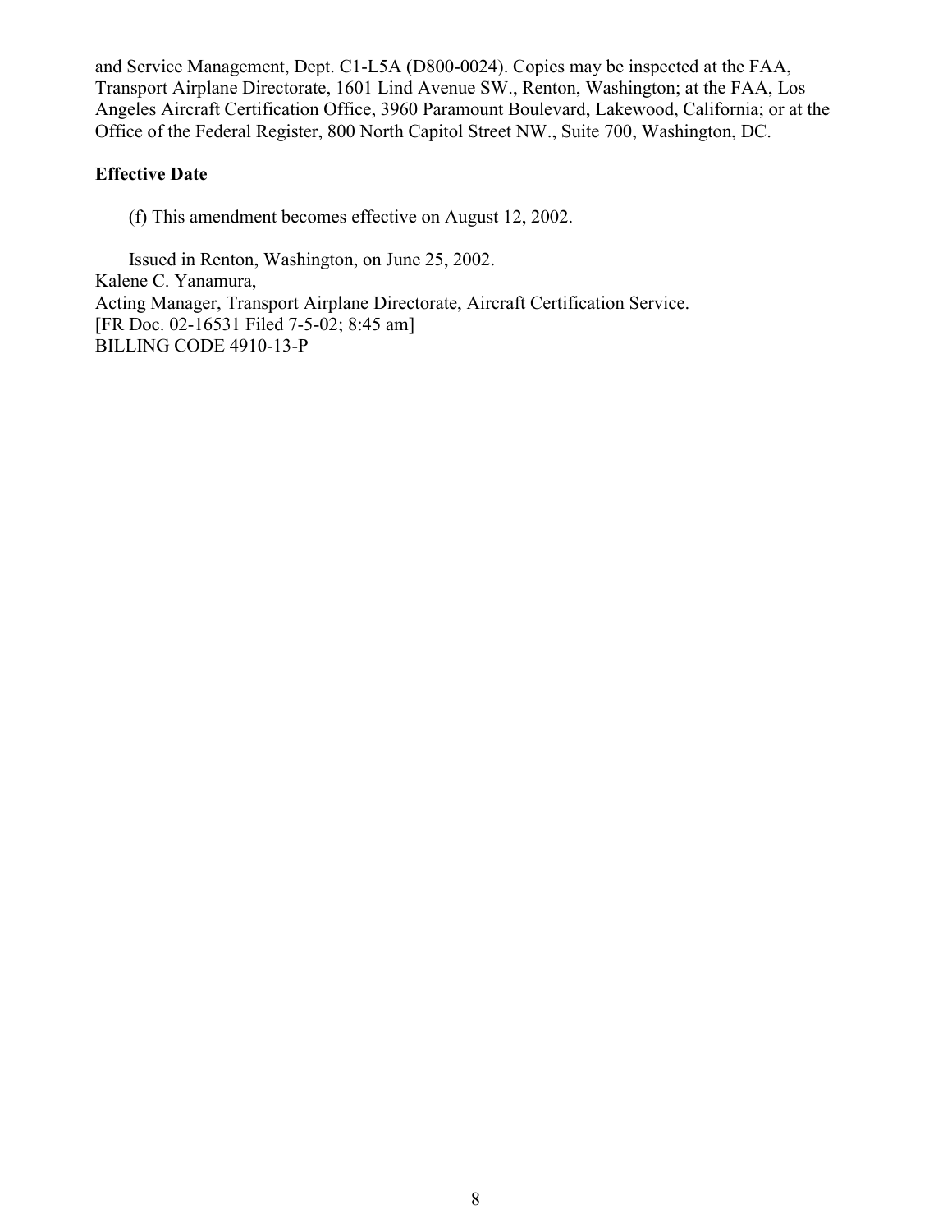and Service Management, Dept. C1-L5A (D800-0024). Copies may be inspected at the FAA, Transport Airplane Directorate, 1601 Lind Avenue SW., Renton, Washington; at the FAA, Los Angeles Aircraft Certification Office, 3960 Paramount Boulevard, Lakewood, California; or at the Office of the Federal Register, 800 North Capitol Street NW., Suite 700, Washington, DC.

**Effective Date**

(f) This amendment becomes effective on August 12, 2002.

Issued in Renton, Washington, on June 25, 2002.
Kalene C. Yanamura,
Acting Manager, Transport Airplane Directorate, Aircraft Certification Service.
[FR Doc. 02-16531 Filed 7-5-02; 8:45 am]
BILLING CODE 4910-13-P